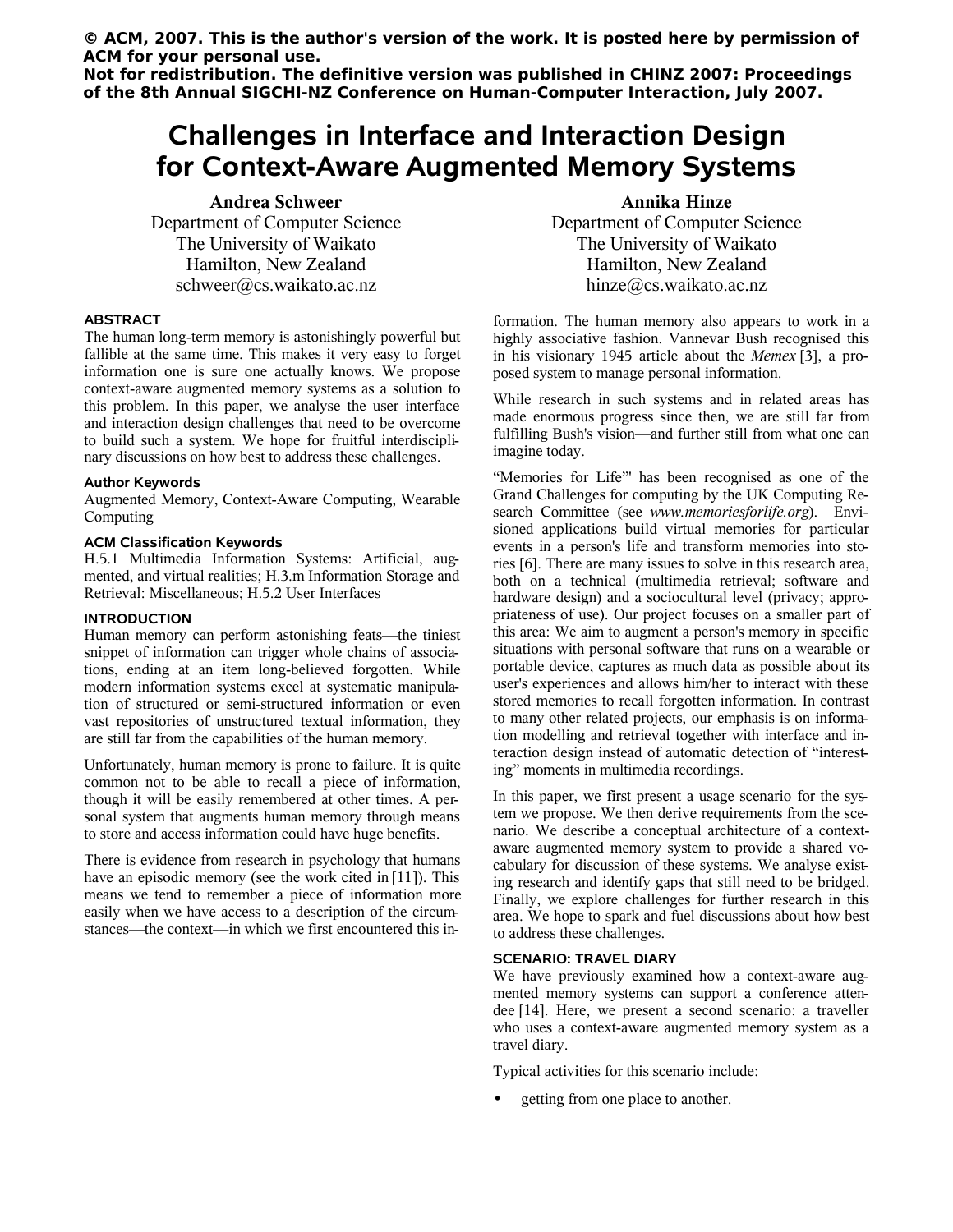**© ACM, 2007. This is the author's version of the work. It is posted here by permission of ACM for your personal use.**
**Not for redistribution. The definitive version was published in CHINZ 2007: Proceedings of the 8th Annual SIGCHI-NZ Conference on Human-Computer Interaction, July 2007.**

# Challenges in Interface and Interaction Design for Context-Aware Augmented Memory Systems

**Andrea Schweer**
Department of Computer Science
The University of Waikato
Hamilton, New Zealand
schweer@cs.waikato.ac.nz

**Annika Hinze**
Department of Computer Science
The University of Waikato
Hamilton, New Zealand
hinze@cs.waikato.ac.nz

## ABSTRACT

The human long-term memory is astonishingly powerful but fallible at the same time. This makes it very easy to forget information one is sure one actually knows. We propose context-aware augmented memory systems as a solution to this problem. In this paper, we analyse the user interface and interaction design challenges that need to be overcome to build such a system. We hope for fruitful interdisciplinary discussions on how best to address these challenges.

### Author Keywords

Augmented Memory, Context-Aware Computing, Wearable Computing

### ACM Classification Keywords

H.5.1 Multimedia Information Systems: Artificial, augmented, and virtual realities; H.3.m Information Storage and Retrieval: Miscellaneous; H.5.2 User Interfaces

## INTRODUCTION

Human memory can perform astonishing feats—the tiniest snippet of information can trigger whole chains of associations, ending at an item long-believed forgotten. While modern information systems excel at systematic manipulation of structured or semi-structured information or even vast repositories of unstructured textual information, they are still far from the capabilities of the human memory.

Unfortunately, human memory is prone to failure. It is quite common not to be able to recall a piece of information, though it will be easily remembered at other times. A personal system that augments human memory through means to store and access information could have huge benefits.

There is evidence from research in psychology that humans have an episodic memory (see the work cited in [11]). This means we tend to remember a piece of information more easily when we have access to a description of the circumstances—the context—in which we first encountered this information. The human memory also appears to work in a highly associative fashion. Vannevar Bush recognised this in his visionary 1945 article about the *Memex* [3], a proposed system to manage personal information.

While research in such systems and in related areas has made enormous progress since then, we are still far from fulfilling Bush's vision—and further still from what one can imagine today.

"Memories for Life"' has been recognised as one of the Grand Challenges for computing by the UK Computing Research Committee (see *www.memoriesforlife.org*). Envisioned applications build virtual memories for particular events in a person's life and transform memories into stories [6]. There are many issues to solve in this research area, both on a technical (multimedia retrieval; software and hardware design) and a sociocultural level (privacy; appropriateness of use). Our project focuses on a smaller part of this area: We aim to augment a person's memory in specific situations with personal software that runs on a wearable or portable device, captures as much data as possible about its user's experiences and allows him/her to interact with these stored memories to recall forgotten information. In contrast to many other related projects, our emphasis is on information modelling and retrieval together with interface and interaction design instead of automatic detection of "interesting" moments in multimedia recordings.

In this paper, we first present a usage scenario for the system we propose. We then derive requirements from the scenario. We describe a conceptual architecture of a context-aware augmented memory system to provide a shared vocabulary for discussion of these systems. We analyse existing research and identify gaps that still need to be bridged. Finally, we explore challenges for further research in this area. We hope to spark and fuel discussions about how best to address these challenges.

## SCENARIO: TRAVEL DIARY

We have previously examined how a context-aware augmented memory systems can support a conference attendee [14]. Here, we present a second scenario: a traveller who uses a context-aware augmented memory system as a travel diary.

Typical activities for this scenario include:

- getting from one place to another.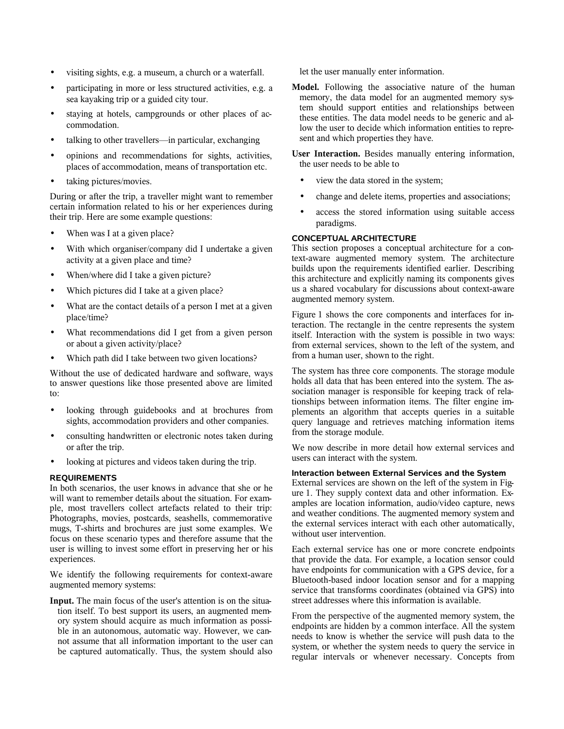- visiting sights, e.g. a museum, a church or a waterfall.
- participating in more or less structured activities, e.g. a sea kayaking trip or a guided city tour.
- staying at hotels, campgrounds or other places of accommodation.
- talking to other travellers—in particular, exchanging
- opinions and recommendations for sights, activities, places of accommodation, means of transportation etc.
- taking pictures/movies.

During or after the trip, a traveller might want to remember certain information related to his or her experiences during their trip. Here are some example questions:

- When was I at a given place?
- With which organiser/company did I undertake a given activity at a given place and time?
- When/where did I take a given picture?
- Which pictures did I take at a given place?
- What are the contact details of a person I met at a given place/time?
- What recommendations did I get from a given person or about a given activity/place?
- Which path did I take between two given locations?

Without the use of dedicated hardware and software, ways to answer questions like those presented above are limited to:

- looking through guidebooks and at brochures from sights, accommodation providers and other companies.
- consulting handwritten or electronic notes taken during or after the trip.
- looking at pictures and videos taken during the trip.

## REQUIREMENTS

In both scenarios, the user knows in advance that she or he will want to remember details about the situation. For example, most travellers collect artefacts related to their trip: Photographs, movies, postcards, seashells, commemorative mugs, T-shirts and brochures are just some examples. We focus on these scenario types and therefore assume that the user is willing to invest some effort in preserving her or his experiences.

We identify the following requirements for context-aware augmented memory systems:

**Input.** The main focus of the user's attention is on the situation itself. To best support its users, an augmented memory system should acquire as much information as possible in an autonomous, automatic way. However, we cannot assume that all information important to the user can be captured automatically. Thus, the system should also let the user manually enter information.

**Model.** Following the associative nature of the human memory, the data model for an augmented memory system should support entities and relationships between these entities. The data model needs to be generic and allow the user to decide which information entities to represent and which properties they have.

**User Interaction.** Besides manually entering information, the user needs to be able to

- view the data stored in the system;
- change and delete items, properties and associations;
- access the stored information using suitable access paradigms.

## CONCEPTUAL ARCHITECTURE

This section proposes a conceptual architecture for a context-aware augmented memory system. The architecture builds upon the requirements identified earlier. Describing this architecture and explicitly naming its components gives us a shared vocabulary for discussions about context-aware augmented memory system.

Figure 1 shows the core components and interfaces for interaction. The rectangle in the centre represents the system itself. Interaction with the system is possible in two ways: from external services, shown to the left of the system, and from a human user, shown to the right.

The system has three core components. The storage module holds all data that has been entered into the system. The association manager is responsible for keeping track of relationships between information items. The filter engine implements an algorithm that accepts queries in a suitable query language and retrieves matching information items from the storage module.

We now describe in more detail how external services and users can interact with the system.

### Interaction between External Services and the System

External services are shown on the left of the system in Figure 1. They supply context data and other information. Examples are location information, audio/video capture, news and weather conditions. The augmented memory system and the external services interact with each other automatically, without user intervention.

Each external service has one or more concrete endpoints that provide the data. For example, a location sensor could have endpoints for communication with a GPS device, for a Bluetooth-based indoor location sensor and for a mapping service that transforms coordinates (obtained via GPS) into street addresses where this information is available.

From the perspective of the augmented memory system, the endpoints are hidden by a common interface. All the system needs to know is whether the service will push data to the system, or whether the system needs to query the service in regular intervals or whenever necessary. Concepts from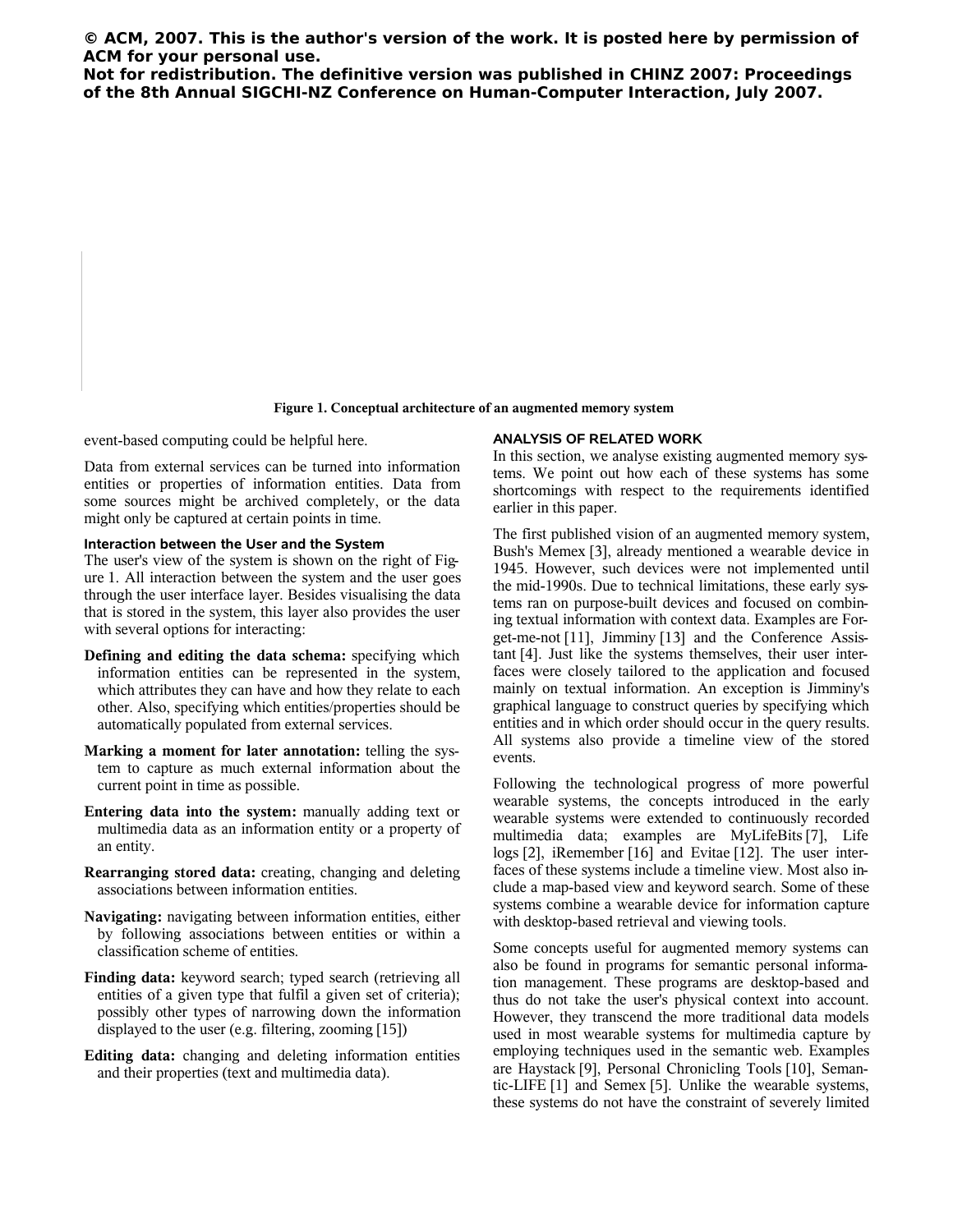© ACM, 2007. This is the author's version of the work. It is posted here by permission of ACM for your personal use.
Not for redistribution. The definitive version was published in CHINZ 2007: Proceedings of the 8th Annual SIGCHI-NZ Conference on Human-Computer Interaction, July 2007.

**Figure 1. Conceptual architecture of an augmented memory system**

event-based computing could be helpful here.

Data from external services can be turned into information entities or properties of information entities. Data from some sources might be archived completely, or the data might only be captured at certain points in time.

### Interaction between the User and the System

The user's view of the system is shown on the right of Figure 1. All interaction between the system and the user goes through the user interface layer. Besides visualising the data that is stored in the system, this layer also provides the user with several options for interacting:

- **Defining and editing the data schema:** specifying which information entities can be represented in the system, which attributes they can have and how they relate to each other. Also, specifying which entities/properties should be automatically populated from external services.
- **Marking a moment for later annotation:** telling the system to capture as much external information about the current point in time as possible.
- **Entering data into the system:** manually adding text or multimedia data as an information entity or a property of an entity.
- **Rearranging stored data:** creating, changing and deleting associations between information entities.
- **Navigating:** navigating between information entities, either by following associations between entities or within a classification scheme of entities.
- **Finding data:** keyword search; typed search (retrieving all entities of a given type that fulfil a given set of criteria); possibly other types of narrowing down the information displayed to the user (e.g. filtering, zooming [15])
- **Editing data:** changing and deleting information entities and their properties (text and multimedia data).

## ANALYSIS OF RELATED WORK

In this section, we analyse existing augmented memory systems. We point out how each of these systems has some shortcomings with respect to the requirements identified earlier in this paper.

The first published vision of an augmented memory system, Bush's Memex [3], already mentioned a wearable device in 1945. However, such devices were not implemented until the mid-1990s. Due to technical limitations, these early systems ran on purpose-built devices and focused on combining textual information with context data. Examples are Forget-me-not [11], Jimminy [13] and the Conference Assistant [4]. Just like the systems themselves, their user interfaces were closely tailored to the application and focused mainly on textual information. An exception is Jimminy's graphical language to construct queries by specifying which entities and in which order should occur in the query results. All systems also provide a timeline view of the stored events.

Following the technological progress of more powerful wearable systems, the concepts introduced in the early wearable systems were extended to continuously recorded multimedia data; examples are MyLifeBits [7], Life logs [2], iRemember [16] and Evitae [12]. The user interfaces of these systems include a timeline view. Most also include a map-based view and keyword search. Some of these systems combine a wearable device for information capture with desktop-based retrieval and viewing tools.

Some concepts useful for augmented memory systems can also be found in programs for semantic personal information management. These programs are desktop-based and thus do not take the user's physical context into account. However, they transcend the more traditional data models used in most wearable systems for multimedia capture by employing techniques used in the semantic web. Examples are Haystack [9], Personal Chronicling Tools [10], Semantic-LIFE [1] and Semex [5]. Unlike the wearable systems, these systems do not have the constraint of severely limited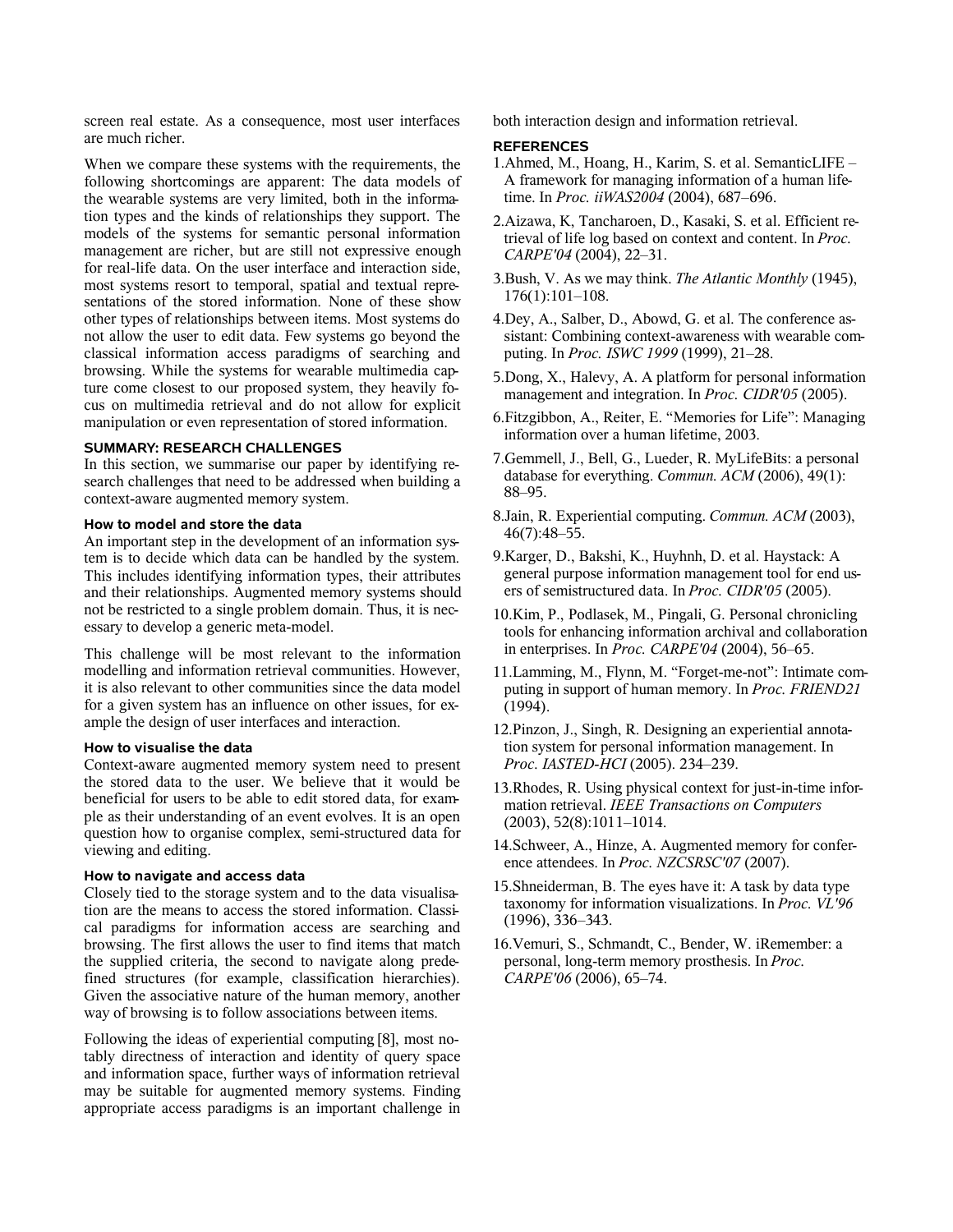screen real estate. As a consequence, most user interfaces are much richer.

When we compare these systems with the requirements, the following shortcomings are apparent: The data models of the wearable systems are very limited, both in the information types and the kinds of relationships they support. The models of the systems for semantic personal information management are richer, but are still not expressive enough for real-life data. On the user interface and interaction side, most systems resort to temporal, spatial and textual representations of the stored information. None of these show other types of relationships between items. Most systems do not allow the user to edit data. Few systems go beyond the classical information access paradigms of searching and browsing. While the systems for wearable multimedia capture come closest to our proposed system, they heavily focus on multimedia retrieval and do not allow for explicit manipulation or even representation of stored information.

## SUMMARY: RESEARCH CHALLENGES

In this section, we summarise our paper by identifying research challenges that need to be addressed when building a context-aware augmented memory system.

### How to model and store the data

An important step in the development of an information system is to decide which data can be handled by the system. This includes identifying information types, their attributes and their relationships. Augmented memory systems should not be restricted to a single problem domain. Thus, it is necessary to develop a generic meta-model.

This challenge will be most relevant to the information modelling and information retrieval communities. However, it is also relevant to other communities since the data model for a given system has an influence on other issues, for example the design of user interfaces and interaction.

### How to visualise the data

Context-aware augmented memory system need to present the stored data to the user. We believe that it would be beneficial for users to be able to edit stored data, for example as their understanding of an event evolves. It is an open question how to organise complex, semi-structured data for viewing and editing.

### How to navigate and access data

Closely tied to the storage system and to the data visualisation are the means to access the stored information. Classical paradigms for information access are searching and browsing. The first allows the user to find items that match the supplied criteria, the second to navigate along predefined structures (for example, classification hierarchies). Given the associative nature of the human memory, another way of browsing is to follow associations between items.

Following the ideas of experiential computing [8], most notably directness of interaction and identity of query space and information space, further ways of information retrieval may be suitable for augmented memory systems. Finding appropriate access paradigms is an important challenge in both interaction design and information retrieval.

## REFERENCES

1. Ahmed, M., Hoang, H., Karim, S. et al. SemanticLIFE – A framework for managing information of a human lifetime. In *Proc. iiWAS2004* (2004), 687–696.
2. Aizawa, K, Tancharoen, D., Kasaki, S. et al. Efficient retrieval of life log based on context and content. In *Proc. CARPE'04* (2004), 22–31.
3. Bush, V. As we may think. *The Atlantic Monthly* (1945), 176(1):101–108.
4. Dey, A., Salber, D., Abowd, G. et al. The conference assistant: Combining context-awareness with wearable computing. In *Proc. ISWC 1999* (1999), 21–28.
5. Dong, X., Halevy, A. A platform for personal information management and integration. In *Proc. CIDR'05* (2005).
6. Fitzgibbon, A., Reiter, E. "Memories for Life": Managing information over a human lifetime, 2003.
7. Gemmell, J., Bell, G., Lueder, R. MyLifeBits: a personal database for everything. *Commun. ACM* (2006), 49(1): 88–95.
8. Jain, R. Experiential computing. *Commun. ACM* (2003), 46(7):48–55.
9. Karger, D., Bakshi, K., Huyhnh, D. et al. Haystack: A general purpose information management tool for end users of semistructured data. In *Proc. CIDR'05* (2005).
10. Kim, P., Podlasek, M., Pingali, G. Personal chronicling tools for enhancing information archival and collaboration in enterprises. In *Proc. CARPE'04* (2004), 56–65.
11. Lamming, M., Flynn, M. "Forget-me-not": Intimate computing in support of human memory. In *Proc. FRIEND21* (1994).
12. Pinzon, J., Singh, R. Designing an experiential annotation system for personal information management. In *Proc. IASTED-HCI* (2005). 234–239.
13. Rhodes, R. Using physical context for just-in-time information retrieval. *IEEE Transactions on Computers* (2003), 52(8):1011–1014.
14. Schweer, A., Hinze, A. Augmented memory for conference attendees. In *Proc. NZCSRSC'07* (2007).
15. Shneiderman, B. The eyes have it: A task by data type taxonomy for information visualizations. In *Proc. VL'96* (1996), 336–343.
16. Vemuri, S., Schmandt, C., Bender, W. iRemember: a personal, long-term memory prosthesis. In *Proc. CARPE'06* (2006), 65–74.